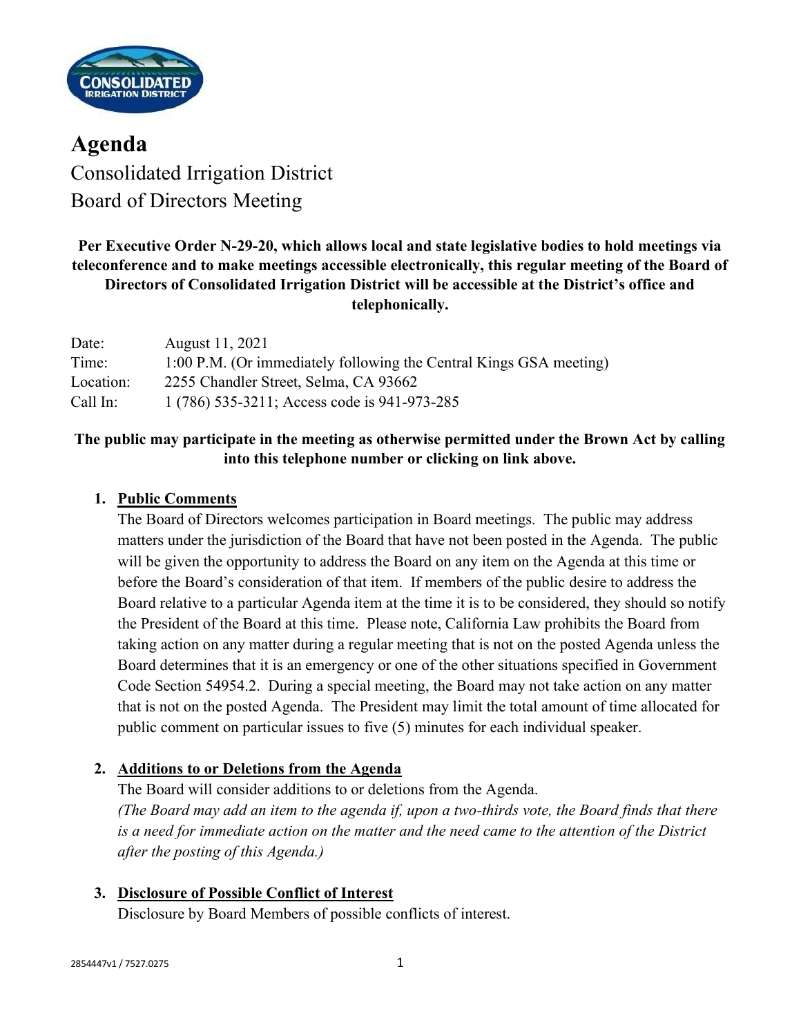# Agenda

Consolidated Irrigation District
Board of Directors Meeting

**Per Executive Order N-29-20, which allows local and state legislative bodies to hold meetings via teleconference and to make meetings accessible electronically, this regular meeting of the Board of Directors of Consolidated Irrigation District will be accessible at the District's office and telephonically.**

| | |
|---|---|
| Date: | August 11, 2021 |
| Time: | 1:00 P.M. (Or immediately following the Central Kings GSA meeting) |
| Location: | 2255 Chandler Street, Selma, CA 93662 |
| Call In: | 1 (786) 535-3211; Access code is 941-973-285 |

**The public may participate in the meeting as otherwise permitted under the Brown Act by calling into this telephone number or clicking on link above.**

1. **Public Comments**
   The Board of Directors welcomes participation in Board meetings. The public may address matters under the jurisdiction of the Board that have not been posted in the Agenda. The public will be given the opportunity to address the Board on any item on the Agenda at this time or before the Board's consideration of that item. If members of the public desire to address the Board relative to a particular Agenda item at the time it is to be considered, they should so notify the President of the Board at this time. Please note, California Law prohibits the Board from taking action on any matter during a regular meeting that is not on the posted Agenda unless the Board determines that it is an emergency or one of the other situations specified in Government Code Section 54954.2. During a special meeting, the Board may not take action on any matter that is not on the posted Agenda. The President may limit the total amount of time allocated for public comment on particular issues to five (5) minutes for each individual speaker.

2. **Additions to or Deletions from the Agenda**
   The Board will consider additions to or deletions from the Agenda.
   *(The Board may add an item to the agenda if, upon a two-thirds vote, the Board finds that there is a need for immediate action on the matter and the need came to the attention of the District after the posting of this Agenda.)*

3. **Disclosure of Possible Conflict of Interest**
   Disclosure by Board Members of possible conflicts of interest.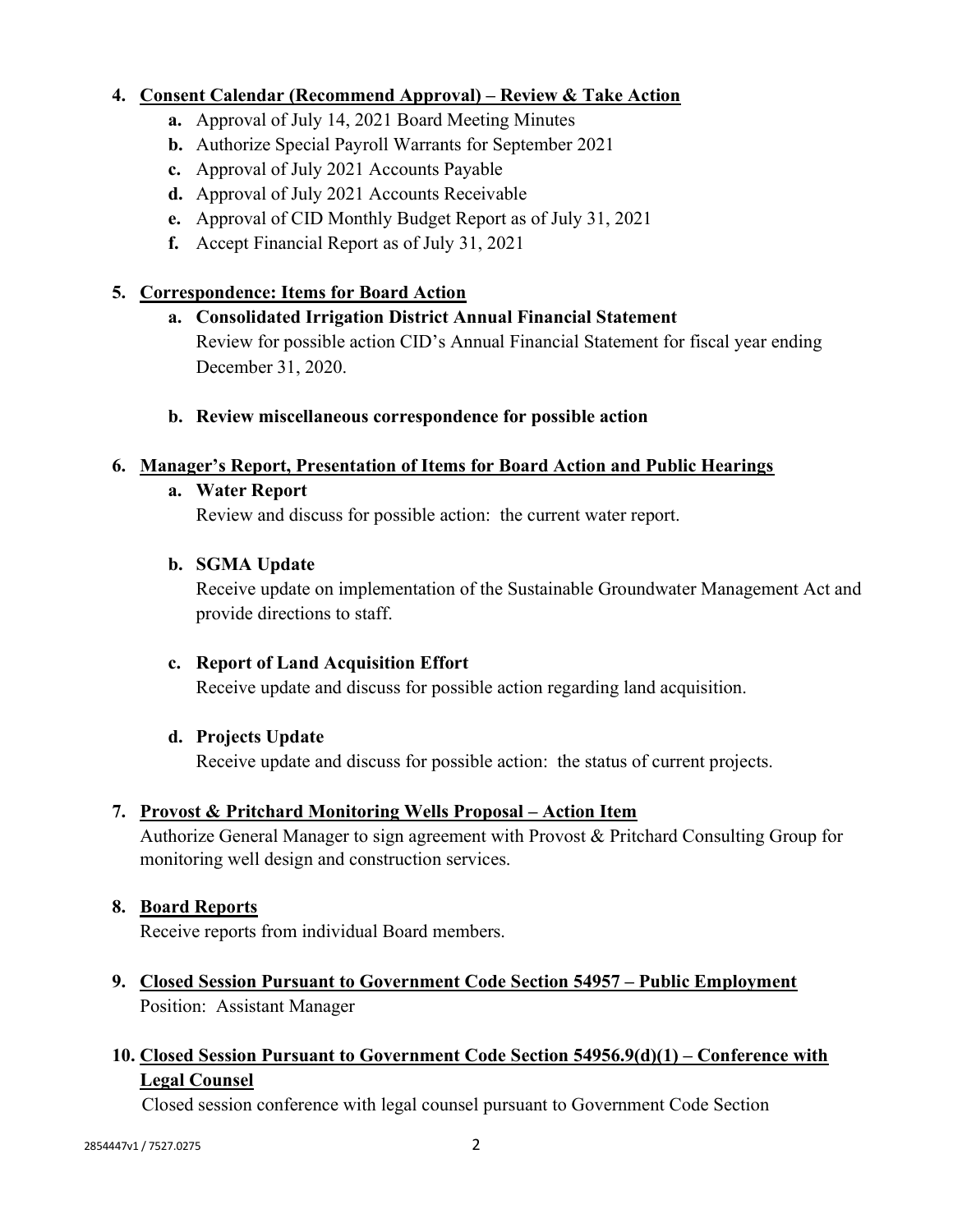4. **Consent Calendar (Recommend Approval) – Review & Take Action**
   - **a.** Approval of July 14, 2021 Board Meeting Minutes
   - **b.** Authorize Special Payroll Warrants for September 2021
   - **c.** Approval of July 2021 Accounts Payable
   - **d.** Approval of July 2021 Accounts Receivable
   - **e.** Approval of CID Monthly Budget Report as of July 31, 2021
   - **f.** Accept Financial Report as of July 31, 2021

5. **Correspondence: Items for Board Action**
   - **a. Consolidated Irrigation District Annual Financial Statement**
     Review for possible action CID's Annual Financial Statement for fiscal year ending December 31, 2020.

   - **b. Review miscellaneous correspondence for possible action**

6. **Manager's Report, Presentation of Items for Board Action and Public Hearings**
   - **a. Water Report**
     Review and discuss for possible action: the current water report.

   - **b. SGMA Update**
     Receive update on implementation of the Sustainable Groundwater Management Act and provide directions to staff.

   - **c. Report of Land Acquisition Effort**
     Receive update and discuss for possible action regarding land acquisition.

   - **d. Projects Update**
     Receive update and discuss for possible action: the status of current projects.

7. **Provost & Pritchard Monitoring Wells Proposal – Action Item**
   Authorize General Manager to sign agreement with Provost & Pritchard Consulting Group for monitoring well design and construction services.

8. **Board Reports**
   Receive reports from individual Board members.

9. **Closed Session Pursuant to Government Code Section 54957 – Public Employment**
   Position: Assistant Manager

10. **Closed Session Pursuant to Government Code Section 54956.9(d)(1) – Conference with Legal Counsel**
    Closed session conference with legal counsel pursuant to Government Code Section

2854447v1 / 7527.0275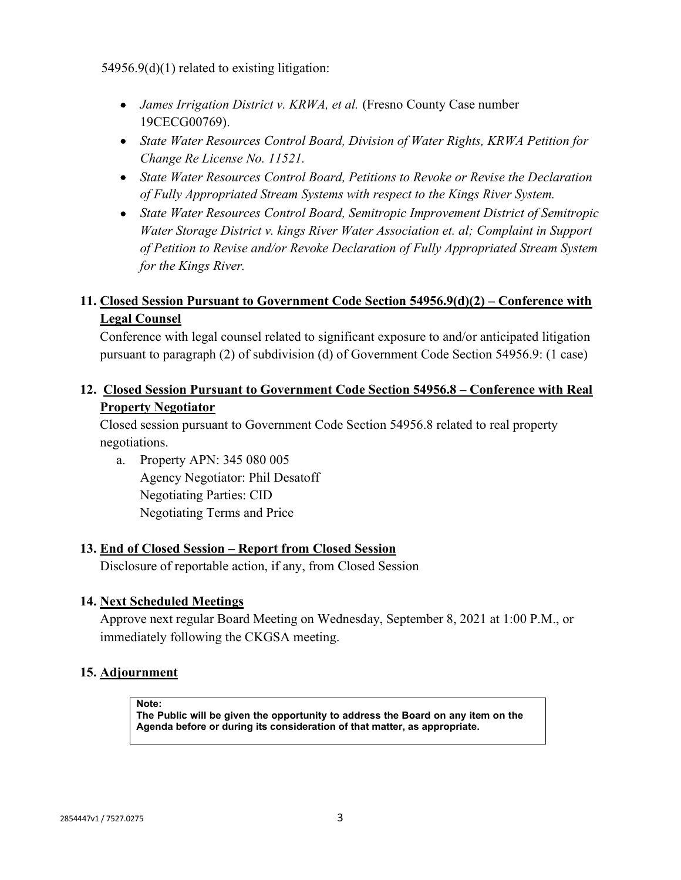54956.9(d)(1) related to existing litigation:

- *James Irrigation District v. KRWA, et al.* (Fresno County Case number 19CECG00769).
- *State Water Resources Control Board, Division of Water Rights, KRWA Petition for Change Re License No. 11521.*
- *State Water Resources Control Board, Petitions to Revoke or Revise the Declaration of Fully Appropriated Stream Systems with respect to the Kings River System.*
- *State Water Resources Control Board, Semitropic Improvement District of Semitropic Water Storage District v. kings River Water Association et. al; Complaint in Support of Petition to Revise and/or Revoke Declaration of Fully Appropriated Stream System for the Kings River.*

**11. Closed Session Pursuant to Government Code Section 54956.9(d)(2) – Conference with Legal Counsel**

Conference with legal counsel related to significant exposure to and/or anticipated litigation pursuant to paragraph (2) of subdivision (d) of Government Code Section 54956.9: (1 case)

**12. Closed Session Pursuant to Government Code Section 54956.8 – Conference with Real Property Negotiator**

Closed session pursuant to Government Code Section 54956.8 related to real property negotiations.

a. Property APN: 345 080 005
   Agency Negotiator: Phil Desatoff
   Negotiating Parties: CID
   Negotiating Terms and Price

**13. End of Closed Session – Report from Closed Session**

Disclosure of reportable action, if any, from Closed Session

**14. Next Scheduled Meetings**

Approve next regular Board Meeting on Wednesday, September 8, 2021 at 1:00 P.M., or immediately following the CKGSA meeting.

**15. Adjournment**

**Note:**
**The Public will be given the opportunity to address the Board on any item on the Agenda before or during its consideration of that matter, as appropriate.**

2854447v1 / 7527.0275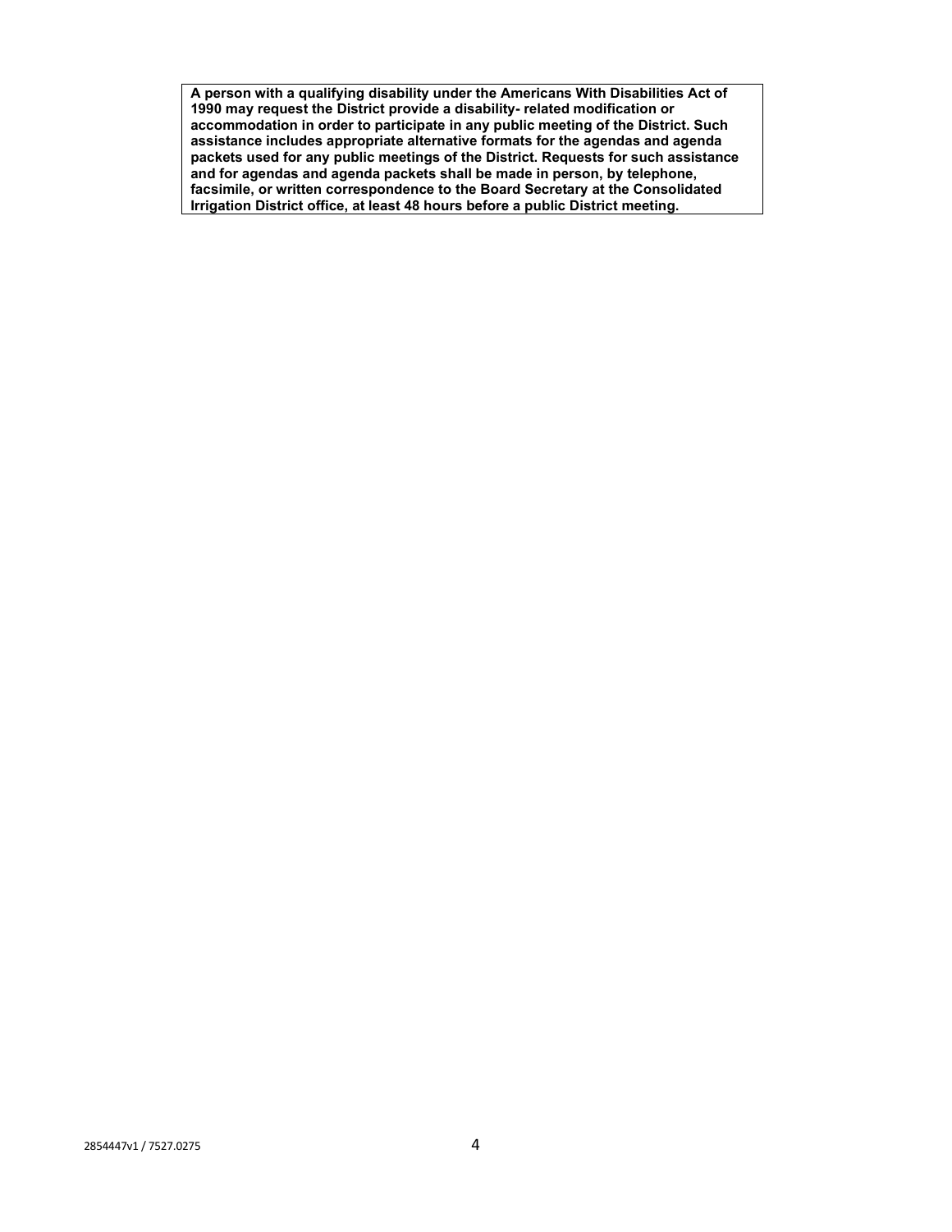**A person with a qualifying disability under the Americans With Disabilities Act of 1990 may request the District provide a disability- related modification or accommodation in order to participate in any public meeting of the District. Such assistance includes appropriate alternative formats for the agendas and agenda packets used for any public meetings of the District. Requests for such assistance and for agendas and agenda packets shall be made in person, by telephone, facsimile, or written correspondence to the Board Secretary at the Consolidated Irrigation District office, at least 48 hours before a public District meeting.**

2854447v1 / 7527.0275